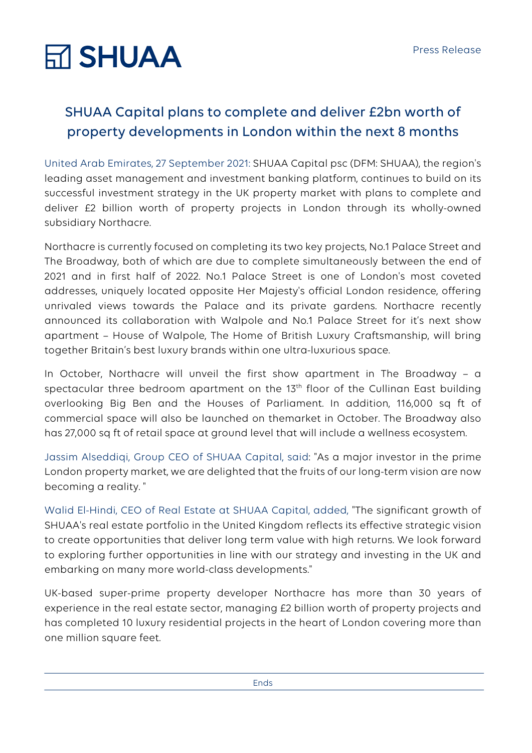SHUAA

Press Release

# SHUAA Capital plans to complete and deliver £2bn worth of property developments in London within the next 8 months

United Arab Emirates, 27 September 2021: SHUAA Capital psc (DFM: SHUAA), the region's leading asset management and investment banking platform, continues to build on its successful investment strategy in the UK property market with plans to complete and deliver £2 billion worth of property projects in London through its wholly-owned subsidiary Northacre.

Northacre is currently focused on completing its two key projects, No.1 Palace Street and The Broadway, both of which are due to complete simultaneously between the end of 2021 and in first half of 2022. No.1 Palace Street is one of London's most coveted addresses, uniquely located opposite Her Majesty's official London residence, offering unrivaled views towards the Palace and its private gardens. Northacre recently announced its collaboration with Walpole and No.1 Palace Street for it's next show apartment – House of Walpole, The Home of British Luxury Craftsmanship, will bring together Britain's best luxury brands within one ultra-luxurious space.

In October, Northacre will unveil the first show apartment in The Broadway – a spectacular three bedroom apartment on the 13th floor of the Cullinan East building overlooking Big Ben and the Houses of Parliament. In addition, 116,000 sq ft of commercial space will also be launched on themarket in October. The Broadway also has 27,000 sq ft of retail space at ground level that will include a wellness ecosystem.

Jassim Alseddiqi, Group CEO of SHUAA Capital, said: "As a major investor in the prime London property market, we are delighted that the fruits of our long-term vision are now becoming a reality. "

Walid El-Hindi, CEO of Real Estate at SHUAA Capital, added, "The significant growth of SHUAA's real estate portfolio in the United Kingdom reflects its effective strategic vision to create opportunities that deliver long term value with high returns. We look forward to exploring further opportunities in line with our strategy and investing in the UK and embarking on many more world-class developments."

UK-based super-prime property developer Northacre has more than 30 years of experience in the real estate sector, managing £2 billion worth of property projects and has completed 10 luxury residential projects in the heart of London covering more than one million square feet.

---

Ends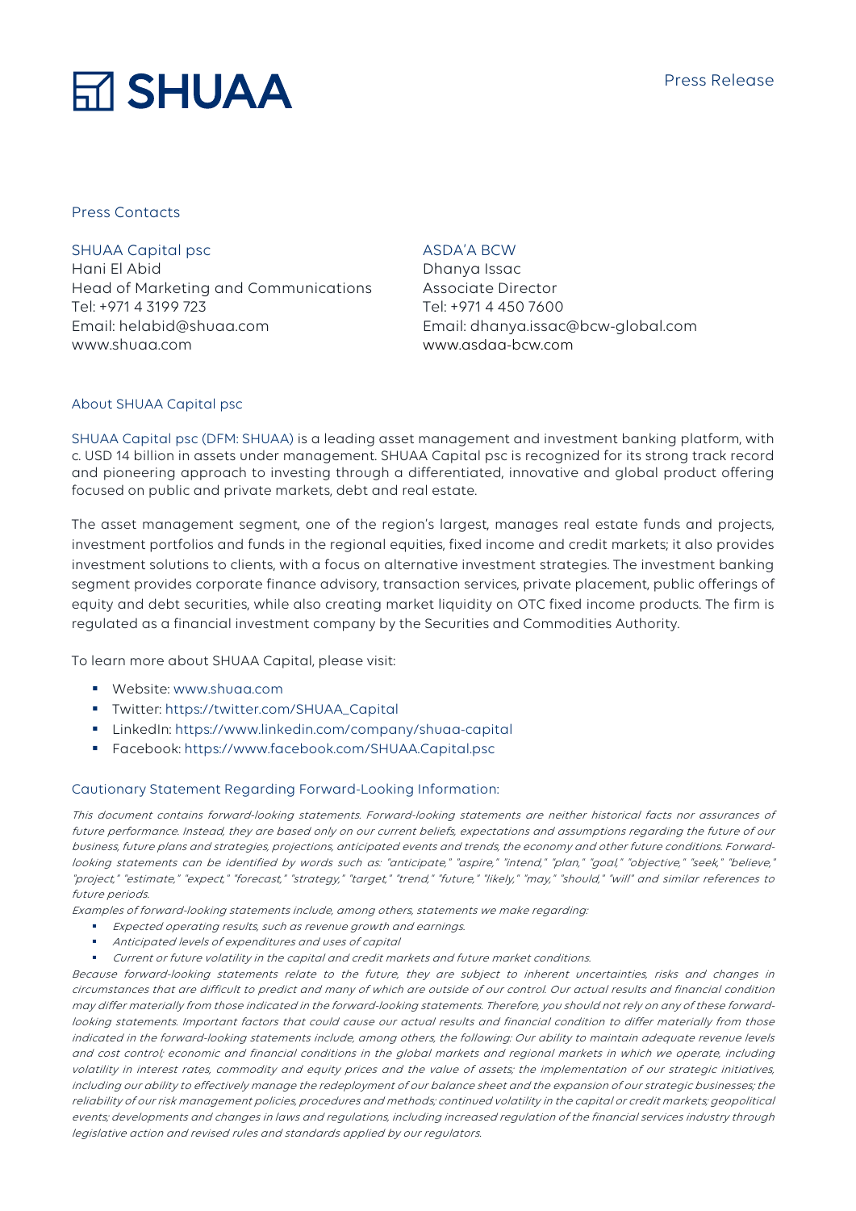# SHUAA

Press Release

## Press Contacts

**SHUAA Capital psc**
Hani El Abid
Head of Marketing and Communications
Tel: +971 4 3199 723
Email: helabid@shuaa.com
www.shuaa.com

**ASDA'A BCW**
Dhanya Issac
Associate Director
Tel: +971 4 450 7600
Email: dhanya.issac@bcw-global.com
www.asdaa-bcw.com

## About SHUAA Capital psc

SHUAA Capital psc (DFM: SHUAA) is a leading asset management and investment banking platform, with c. USD 14 billion in assets under management. SHUAA Capital psc is recognized for its strong track record and pioneering approach to investing through a differentiated, innovative and global product offering focused on public and private markets, debt and real estate.

The asset management segment, one of the region's largest, manages real estate funds and projects, investment portfolios and funds in the regional equities, fixed income and credit markets; it also provides investment solutions to clients, with a focus on alternative investment strategies. The investment banking segment provides corporate finance advisory, transaction services, private placement, public offerings of equity and debt securities, while also creating market liquidity on OTC fixed income products. The firm is regulated as a financial investment company by the Securities and Commodities Authority.

To learn more about SHUAA Capital, please visit:

- Website: www.shuaa.com
- Twitter: https://twitter.com/SHUAA_Capital
- LinkedIn: https://www.linkedin.com/company/shuaa-capital
- Facebook: https://www.facebook.com/SHUAA.Capital.psc

## Cautionary Statement Regarding Forward-Looking Information:

*This document contains forward-looking statements. Forward-looking statements are neither historical facts nor assurances of future performance. Instead, they are based only on our current beliefs, expectations and assumptions regarding the future of our business, future plans and strategies, projections, anticipated events and trends, the economy and other future conditions. Forward-looking statements can be identified by words such as: "anticipate," "aspire," "intend," "plan," "goal," "objective," "seek," "believe," "project," "estimate," "expect," "forecast," "strategy," "target," "trend," "future," "likely," "may," "should," "will" and similar references to future periods.*

*Examples of forward-looking statements include, among others, statements we make regarding:*

- *Expected operating results, such as revenue growth and earnings.*
- *Anticipated levels of expenditures and uses of capital*
- *Current or future volatility in the capital and credit markets and future market conditions.*

*Because forward-looking statements relate to the future, they are subject to inherent uncertainties, risks and changes in circumstances that are difficult to predict and many of which are outside of our control. Our actual results and financial condition may differ materially from those indicated in the forward-looking statements. Therefore, you should not rely on any of these forward-looking statements. Important factors that could cause our actual results and financial condition to differ materially from those indicated in the forward-looking statements include, among others, the following: Our ability to maintain adequate revenue levels and cost control; economic and financial conditions in the global markets and regional markets in which we operate, including volatility in interest rates, commodity and equity prices and the value of assets; the implementation of our strategic initiatives, including our ability to effectively manage the redeployment of our balance sheet and the expansion of our strategic businesses; the reliability of our risk management policies, procedures and methods; continued volatility in the capital or credit markets; geopolitical events; developments and changes in laws and regulations, including increased regulation of the financial services industry through legislative action and revised rules and standards applied by our regulators.*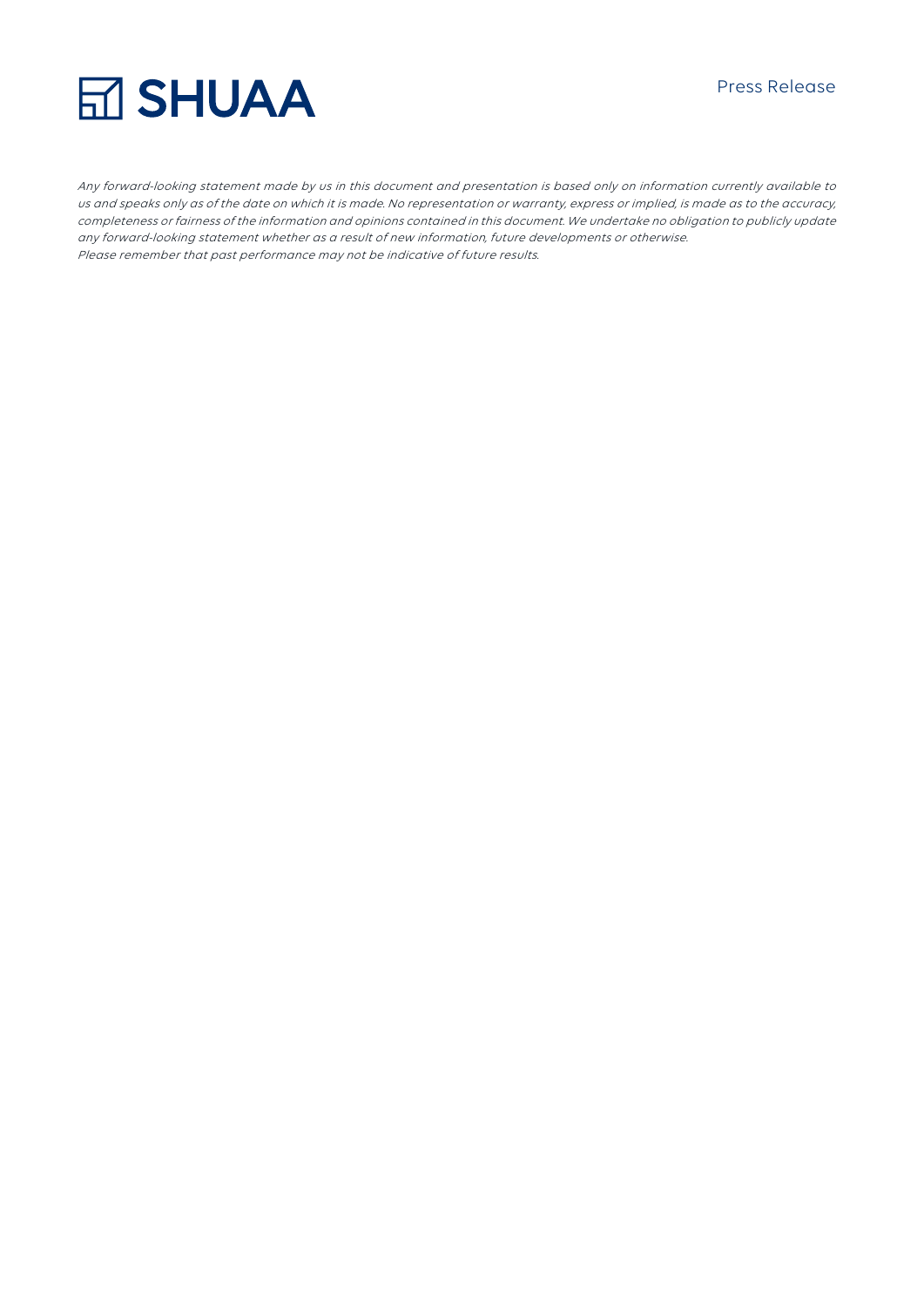*Any forward-looking statement made by us in this document and presentation is based only on information currently available to us and speaks only as of the date on which it is made. No representation or warranty, express or implied, is made as to the accuracy, completeness or fairness of the information and opinions contained in this document. We undertake no obligation to publicly update any forward-looking statement whether as a result of new information, future developments or otherwise.*
*Please remember that past performance may not be indicative of future results.*